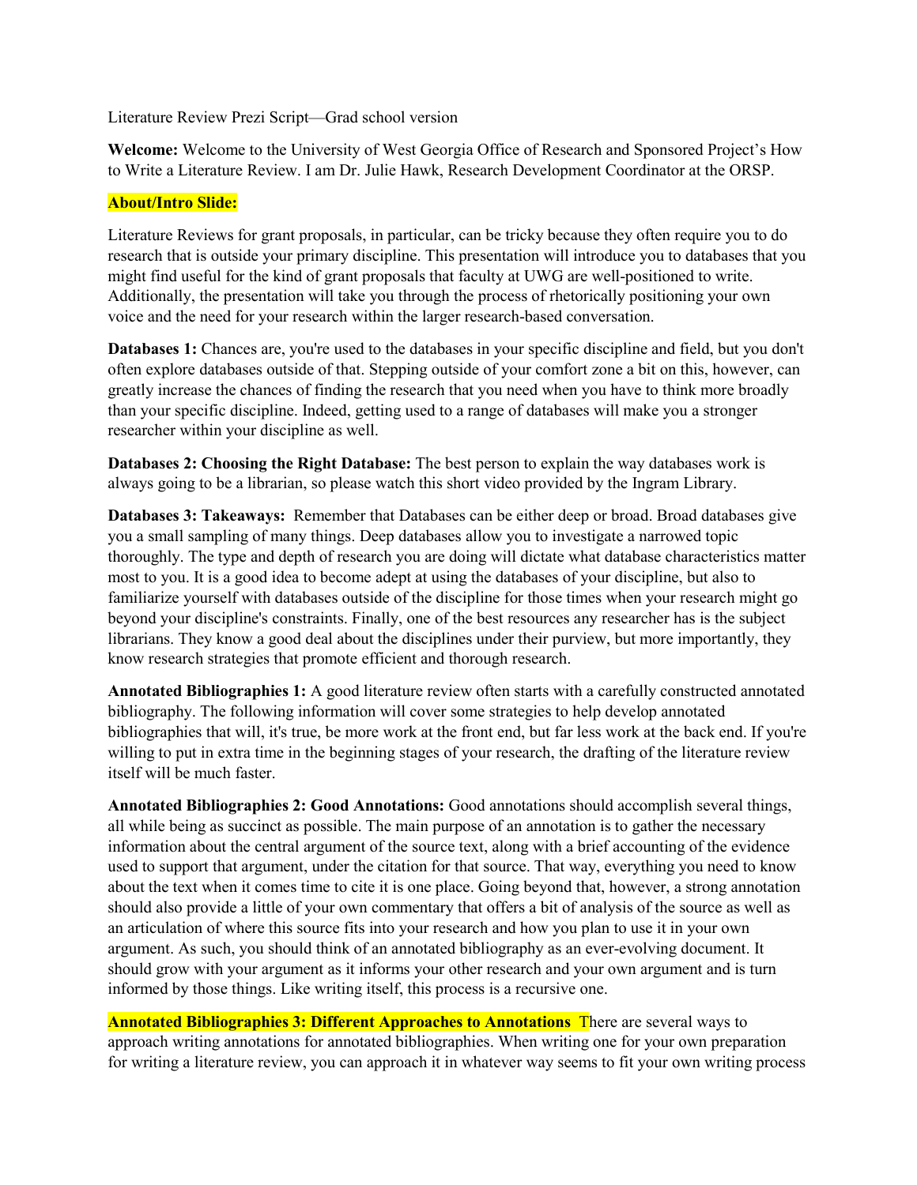Literature Review Prezi Script—Grad school version

**Welcome:** Welcome to the University of West Georgia Office of Research and Sponsored Project's How to Write a Literature Review. I am Dr. Julie Hawk, Research Development Coordinator at the ORSP.

**About/Intro Slide:**

Literature Reviews for grant proposals, in particular, can be tricky because they often require you to do research that is outside your primary discipline. This presentation will introduce you to databases that you might find useful for the kind of grant proposals that faculty at UWG are well-positioned to write. Additionally, the presentation will take you through the process of rhetorically positioning your own voice and the need for your research within the larger research-based conversation.

**Databases 1:** Chances are, you're used to the databases in your specific discipline and field, but you don't often explore databases outside of that. Stepping outside of your comfort zone a bit on this, however, can greatly increase the chances of finding the research that you need when you have to think more broadly than your specific discipline. Indeed, getting used to a range of databases will make you a stronger researcher within your discipline as well.

**Databases 2: Choosing the Right Database:** The best person to explain the way databases work is always going to be a librarian, so please watch this short video provided by the Ingram Library.

**Databases 3: Takeaways:** Remember that Databases can be either deep or broad. Broad databases give you a small sampling of many things. Deep databases allow you to investigate a narrowed topic thoroughly. The type and depth of research you are doing will dictate what database characteristics matter most to you. It is a good idea to become adept at using the databases of your discipline, but also to familiarize yourself with databases outside of the discipline for those times when your research might go beyond your discipline's constraints. Finally, one of the best resources any researcher has is the subject librarians. They know a good deal about the disciplines under their purview, but more importantly, they know research strategies that promote efficient and thorough research.

**Annotated Bibliographies 1:** A good literature review often starts with a carefully constructed annotated bibliography. The following information will cover some strategies to help develop annotated bibliographies that will, it's true, be more work at the front end, but far less work at the back end. If you're willing to put in extra time in the beginning stages of your research, the drafting of the literature review itself will be much faster.

**Annotated Bibliographies 2: Good Annotations:** Good annotations should accomplish several things, all while being as succinct as possible. The main purpose of an annotation is to gather the necessary information about the central argument of the source text, along with a brief accounting of the evidence used to support that argument, under the citation for that source. That way, everything you need to know about the text when it comes time to cite it is one place. Going beyond that, however, a strong annotation should also provide a little of your own commentary that offers a bit of analysis of the source as well as an articulation of where this source fits into your research and how you plan to use it in your own argument. As such, you should think of an annotated bibliography as an ever-evolving document. It should grow with your argument as it informs your other research and your own argument and is turn informed by those things. Like writing itself, this process is a recursive one.

**Annotated Bibliographies 3: Different Approaches to Annotations** There are several ways to approach writing annotations for annotated bibliographies. When writing one for your own preparation for writing a literature review, you can approach it in whatever way seems to fit your own writing process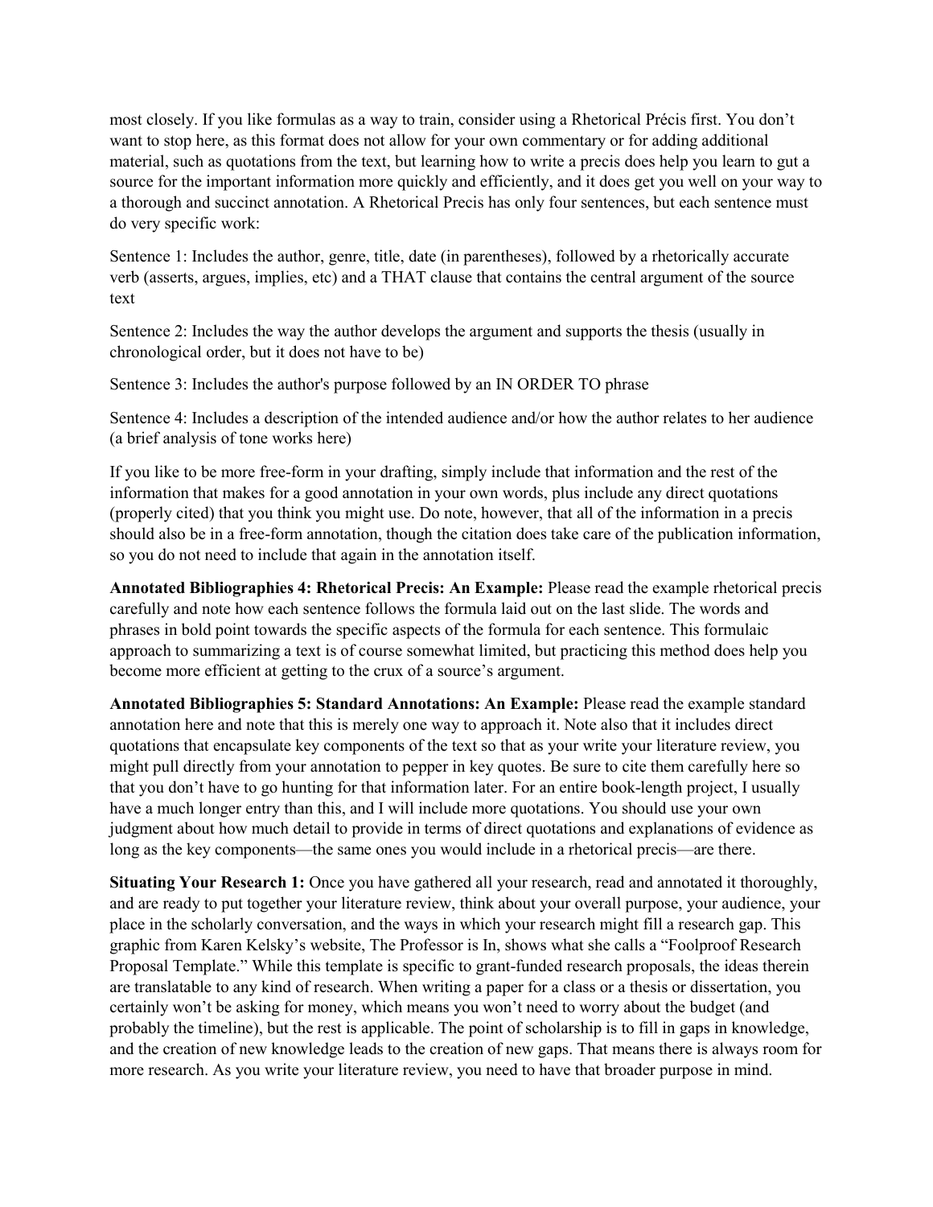most closely. If you like formulas as a way to train, consider using a Rhetorical Précis first. You don't want to stop here, as this format does not allow for your own commentary or for adding additional material, such as quotations from the text, but learning how to write a precis does help you learn to gut a source for the important information more quickly and efficiently, and it does get you well on your way to a thorough and succinct annotation. A Rhetorical Precis has only four sentences, but each sentence must do very specific work:

Sentence 1: Includes the author, genre, title, date (in parentheses), followed by a rhetorically accurate verb (asserts, argues, implies, etc) and a THAT clause that contains the central argument of the source text

Sentence 2: Includes the way the author develops the argument and supports the thesis (usually in chronological order, but it does not have to be)

Sentence 3: Includes the author's purpose followed by an IN ORDER TO phrase

Sentence 4: Includes a description of the intended audience and/or how the author relates to her audience (a brief analysis of tone works here)

If you like to be more free-form in your drafting, simply include that information and the rest of the information that makes for a good annotation in your own words, plus include any direct quotations (properly cited) that you think you might use. Do note, however, that all of the information in a precis should also be in a free-form annotation, though the citation does take care of the publication information, so you do not need to include that again in the annotation itself.

**Annotated Bibliographies 4: Rhetorical Precis: An Example:** Please read the example rhetorical precis carefully and note how each sentence follows the formula laid out on the last slide. The words and phrases in bold point towards the specific aspects of the formula for each sentence. This formulaic approach to summarizing a text is of course somewhat limited, but practicing this method does help you become more efficient at getting to the crux of a source's argument.

**Annotated Bibliographies 5: Standard Annotations: An Example:** Please read the example standard annotation here and note that this is merely one way to approach it. Note also that it includes direct quotations that encapsulate key components of the text so that as your write your literature review, you might pull directly from your annotation to pepper in key quotes. Be sure to cite them carefully here so that you don't have to go hunting for that information later. For an entire book-length project, I usually have a much longer entry than this, and I will include more quotations. You should use your own judgment about how much detail to provide in terms of direct quotations and explanations of evidence as long as the key components—the same ones you would include in a rhetorical precis—are there.

**Situating Your Research 1:** Once you have gathered all your research, read and annotated it thoroughly, and are ready to put together your literature review, think about your overall purpose, your audience, your place in the scholarly conversation, and the ways in which your research might fill a research gap. This graphic from Karen Kelsky's website, The Professor is In, shows what she calls a "Foolproof Research Proposal Template." While this template is specific to grant-funded research proposals, the ideas therein are translatable to any kind of research. When writing a paper for a class or a thesis or dissertation, you certainly won't be asking for money, which means you won't need to worry about the budget (and probably the timeline), but the rest is applicable. The point of scholarship is to fill in gaps in knowledge, and the creation of new knowledge leads to the creation of new gaps. That means there is always room for more research. As you write your literature review, you need to have that broader purpose in mind.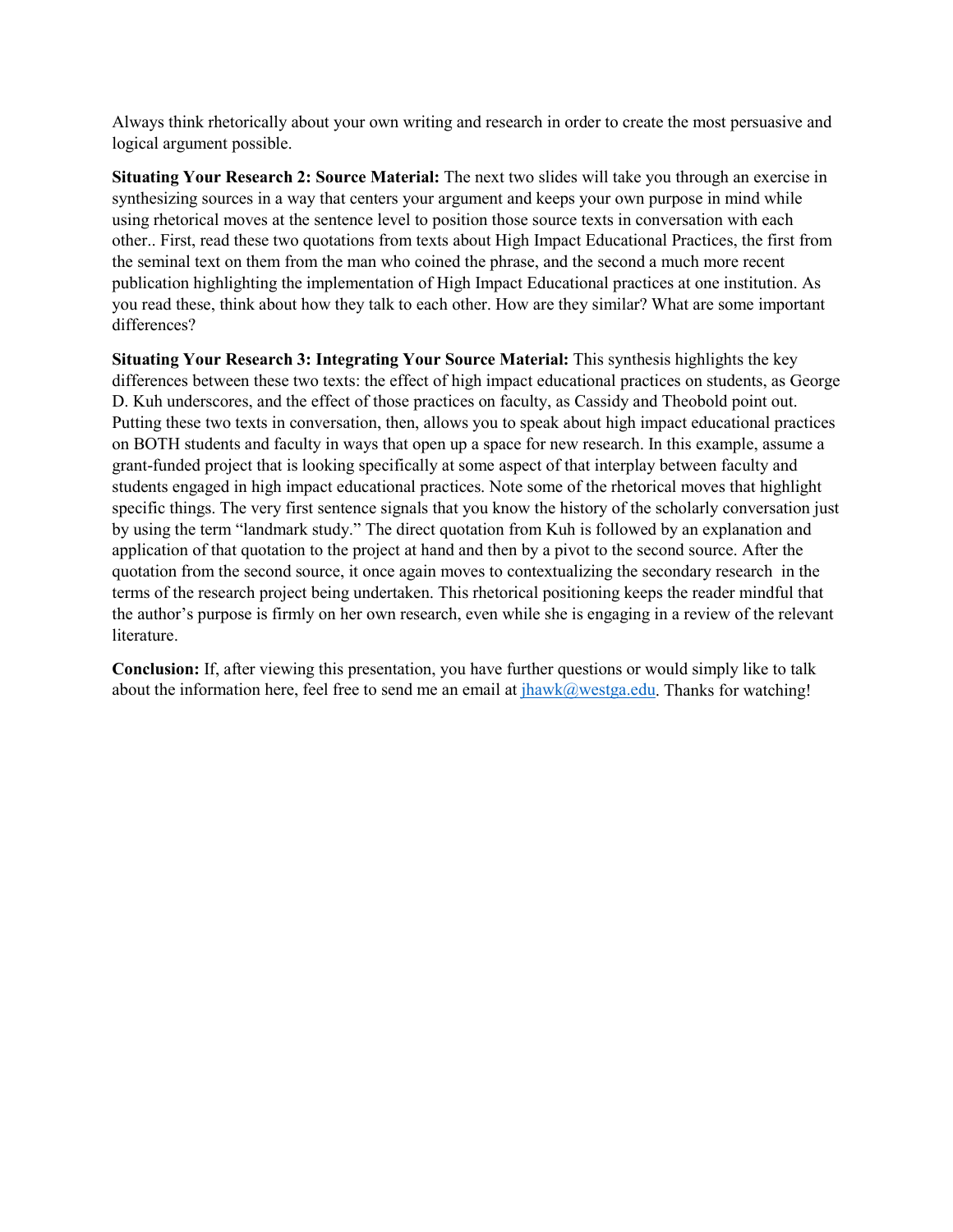Always think rhetorically about your own writing and research in order to create the most persuasive and logical argument possible.

**Situating Your Research 2: Source Material:** The next two slides will take you through an exercise in synthesizing sources in a way that centers your argument and keeps your own purpose in mind while using rhetorical moves at the sentence level to position those source texts in conversation with each other.. First, read these two quotations from texts about High Impact Educational Practices, the first from the seminal text on them from the man who coined the phrase, and the second a much more recent publication highlighting the implementation of High Impact Educational practices at one institution. As you read these, think about how they talk to each other. How are they similar? What are some important differences?

**Situating Your Research 3: Integrating Your Source Material:** This synthesis highlights the key differences between these two texts: the effect of high impact educational practices on students, as George D. Kuh underscores, and the effect of those practices on faculty, as Cassidy and Theobold point out. Putting these two texts in conversation, then, allows you to speak about high impact educational practices on BOTH students and faculty in ways that open up a space for new research. In this example, assume a grant-funded project that is looking specifically at some aspect of that interplay between faculty and students engaged in high impact educational practices. Note some of the rhetorical moves that highlight specific things. The very first sentence signals that you know the history of the scholarly conversation just by using the term "landmark study." The direct quotation from Kuh is followed by an explanation and application of that quotation to the project at hand and then by a pivot to the second source. After the quotation from the second source, it once again moves to contextualizing the secondary research in the terms of the research project being undertaken. This rhetorical positioning keeps the reader mindful that the author's purpose is firmly on her own research, even while she is engaging in a review of the relevant literature.

**Conclusion:** If, after viewing this presentation, you have further questions or would simply like to talk about the information here, feel free to send me an email at [jhawk@westga.edu](mailto:jhawk@westga.edu). Thanks for watching!